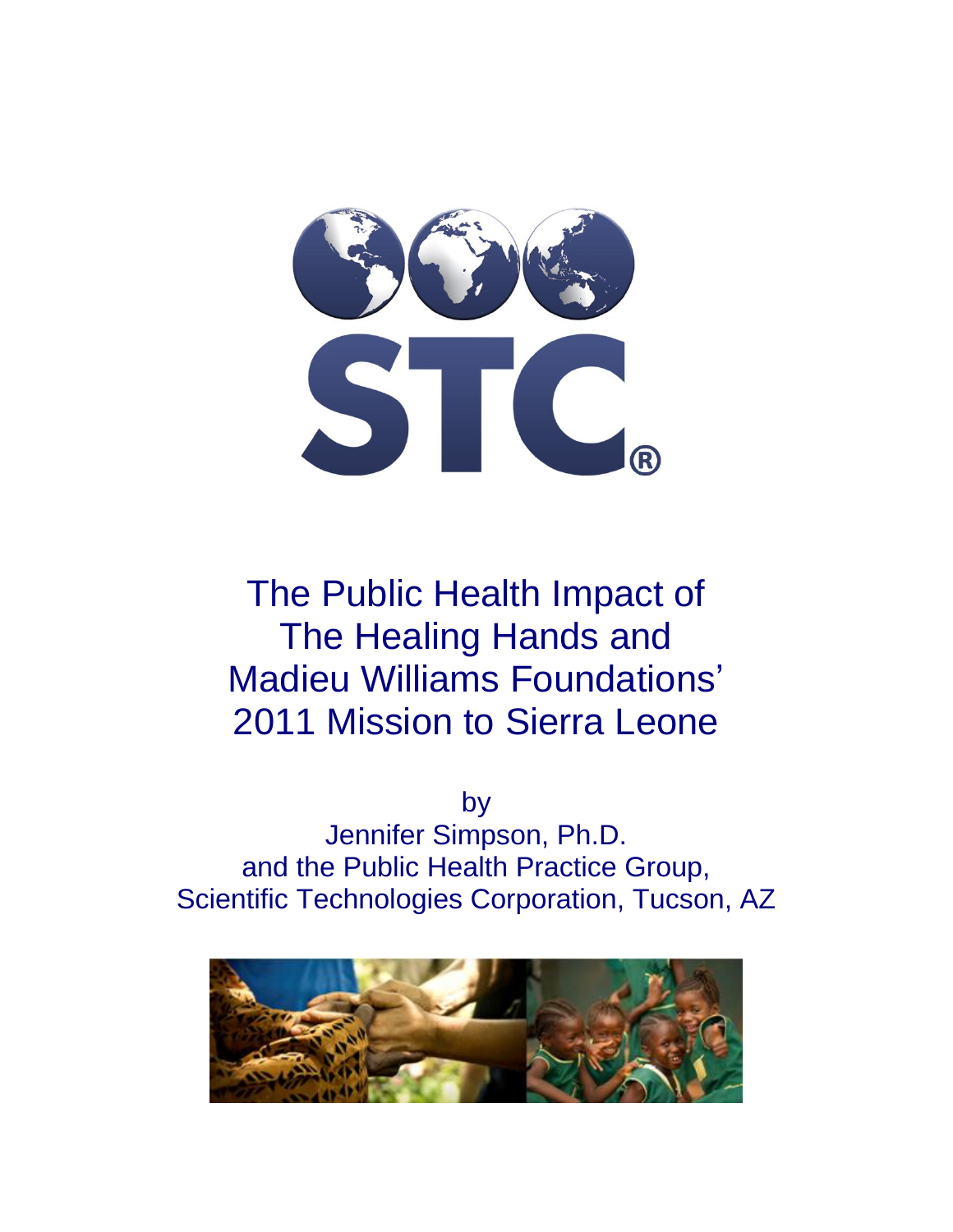# The Public Health Impact of The Healing Hands and Madieu Williams Foundations' 2011 Mission to Sierra Leone

by

Jennifer Simpson, Ph.D.

and the Public Health Practice Group,

Scientific Technologies Corporation, Tucson, AZ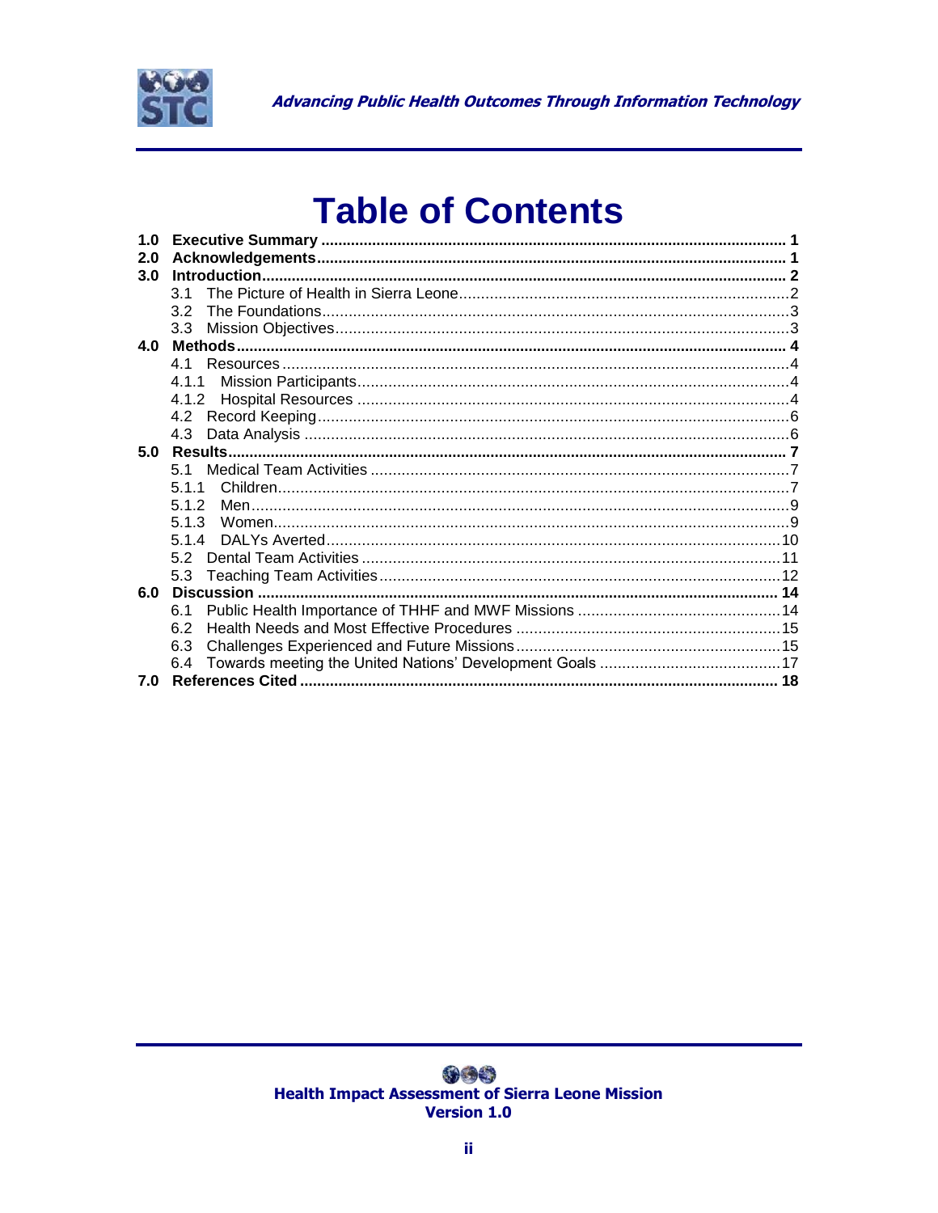# Table of Contents

**1.0 Executive Summary** ........ **1**
**2.0 Acknowledgements** ........ **1**
**3.0 Introduction** ........ **2**
- 3.1 The Picture of Health in Sierra Leone ........ 2
- 3.2 The Foundations ........ 3
- 3.3 Mission Objectives ........ 3

**4.0 Methods** ........ **4**
- 4.1 Resources ........ 4
- 4.1.1 Mission Participants ........ 4
- 4.1.2 Hospital Resources ........ 4
- 4.2 Record Keeping ........ 6
- 4.3 Data Analysis ........ 6

**5.0 Results** ........ **7**
- 5.1 Medical Team Activities ........ 7
- 5.1.1 Children ........ 7
- 5.1.2 Men ........ 9
- 5.1.3 Women ........ 9
- 5.1.4 DALYs Averted ........ 10
- 5.2 Dental Team Activities ........ 11
- 5.3 Teaching Team Activities ........ 12

**6.0 Discussion** ........ **14**
- 6.1 Public Health Importance of THHF and MWF Missions ........ 14
- 6.2 Health Needs and Most Effective Procedures ........ 15
- 6.3 Challenges Experienced and Future Missions ........ 15
- 6.4 Towards meeting the United Nations' Development Goals ........ 17

**7.0 References Cited** ........ **18**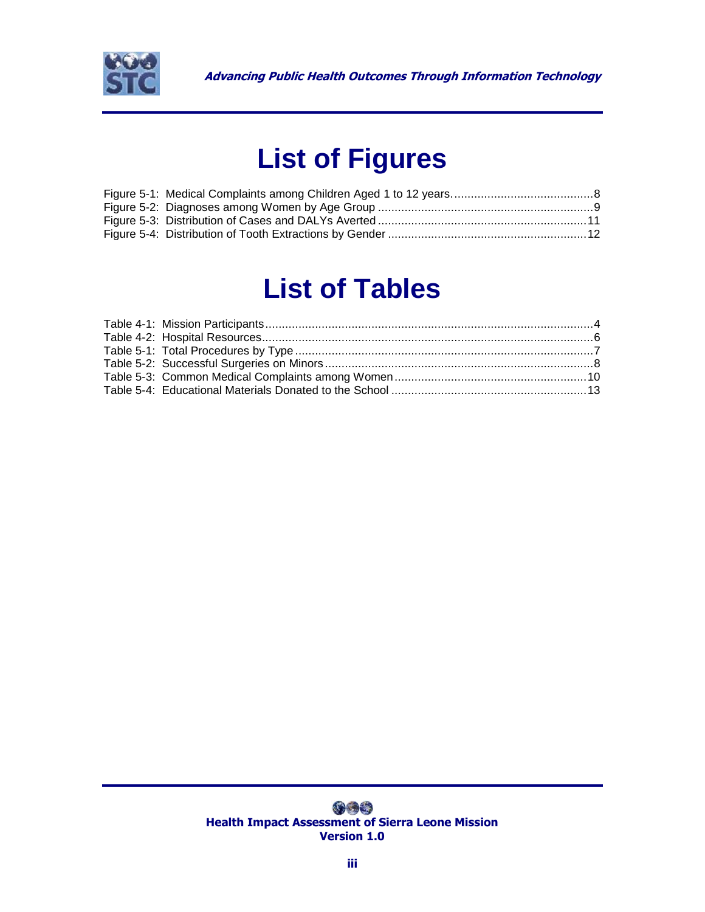# List of Figures

Figure 5-1: Medical Complaints among Children Aged 1 to 12 years. .......................................... 8
Figure 5-2: Diagnoses among Women by Age Group ................................................................ 9
Figure 5-3: Distribution of Cases and DALYs Averted ............................................................... 11
Figure 5-4: Distribution of Tooth Extractions by Gender ............................................................ 12

# List of Tables

Table 4-1: Mission Participants .................................................................................................. 4
Table 4-2: Hospital Resources .................................................................................................... 6
Table 5-1: Total Procedures by Type .......................................................................................... 7
Table 5-2: Successful Surgeries on Minors ................................................................................. 8
Table 5-3: Common Medical Complaints among Women .......................................................... 10
Table 5-4: Educational Materials Donated to the School ........................................................... 13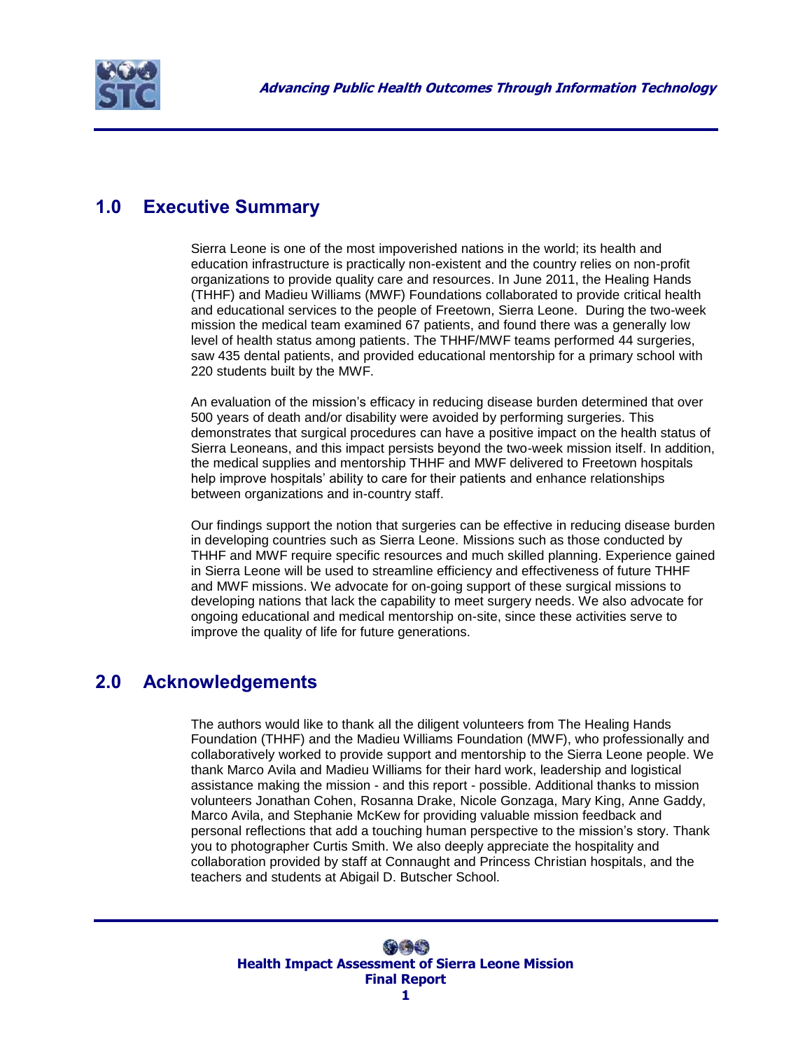## 1.0 Executive Summary

Sierra Leone is one of the most impoverished nations in the world; its health and education infrastructure is practically non-existent and the country relies on non-profit organizations to provide quality care and resources. In June 2011, the Healing Hands (THHF) and Madieu Williams (MWF) Foundations collaborated to provide critical health and educational services to the people of Freetown, Sierra Leone. During the two-week mission the medical team examined 67 patients, and found there was a generally low level of health status among patients. The THHF/MWF teams performed 44 surgeries, saw 435 dental patients, and provided educational mentorship for a primary school with 220 students built by the MWF.

An evaluation of the mission's efficacy in reducing disease burden determined that over 500 years of death and/or disability were avoided by performing surgeries. This demonstrates that surgical procedures can have a positive impact on the health status of Sierra Leoneans, and this impact persists beyond the two-week mission itself. In addition, the medical supplies and mentorship THHF and MWF delivered to Freetown hospitals help improve hospitals' ability to care for their patients and enhance relationships between organizations and in-country staff.

Our findings support the notion that surgeries can be effective in reducing disease burden in developing countries such as Sierra Leone. Missions such as those conducted by THHF and MWF require specific resources and much skilled planning. Experience gained in Sierra Leone will be used to streamline efficiency and effectiveness of future THHF and MWF missions. We advocate for on-going support of these surgical missions to developing nations that lack the capability to meet surgery needs. We also advocate for ongoing educational and medical mentorship on-site, since these activities serve to improve the quality of life for future generations.

## 2.0 Acknowledgements

The authors would like to thank all the diligent volunteers from The Healing Hands Foundation (THHF) and the Madieu Williams Foundation (MWF), who professionally and collaboratively worked to provide support and mentorship to the Sierra Leone people. We thank Marco Avila and Madieu Williams for their hard work, leadership and logistical assistance making the mission - and this report - possible. Additional thanks to mission volunteers Jonathan Cohen, Rosanna Drake, Nicole Gonzaga, Mary King, Anne Gaddy, Marco Avila, and Stephanie McKew for providing valuable mission feedback and personal reflections that add a touching human perspective to the mission's story. Thank you to photographer Curtis Smith. We also deeply appreciate the hospitality and collaboration provided by staff at Connaught and Princess Christian hospitals, and the teachers and students at Abigail D. Butscher School.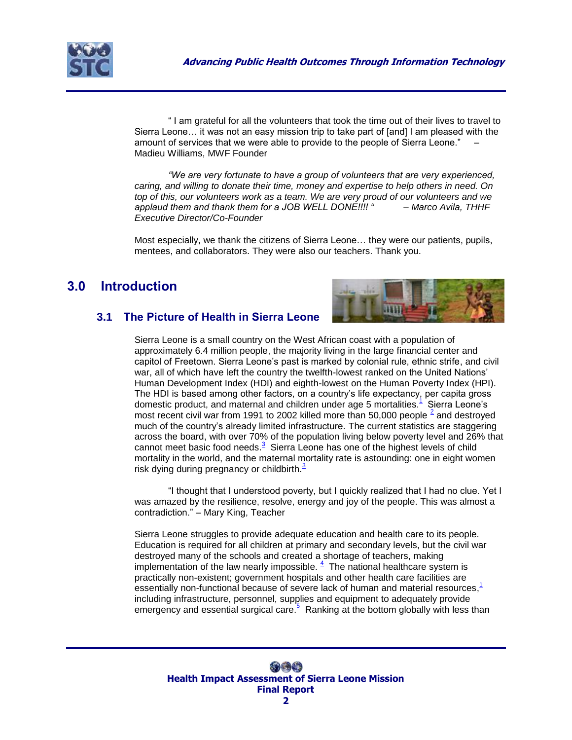" I am grateful for all the volunteers that took the time out of their lives to travel to Sierra Leone… it was not an easy mission trip to take part of [and] I am pleased with the amount of services that we were able to provide to the people of Sierra Leone." – Madieu Williams, MWF Founder

*"We are very fortunate to have a group of volunteers that are very experienced, caring, and willing to donate their time, money and expertise to help others in need. On top of this, our volunteers work as a team. We are very proud of our volunteers and we applaud them and thank them for a JOB WELL DONE!!!! " – Marco Avila, THHF Executive Director/Co-Founder*

Most especially, we thank the citizens of Sierra Leone… they were our patients, pupils, mentees, and collaborators. They were also our teachers. Thank you.

# 3.0 Introduction

## 3.1 The Picture of Health in Sierra Leone

Sierra Leone is a small country on the West African coast with a population of approximately 6.4 million people, the majority living in the large financial center and capitol of Freetown. Sierra Leone's past is marked by colonial rule, ethnic strife, and civil war, all of which have left the country the twelfth-lowest ranked on the United Nations' Human Development Index (HDI) and eighth-lowest on the Human Poverty Index (HPI). The HDI is based among other factors, on a country's life expectancy, per capita gross domestic product, and maternal and children under age 5 mortalities.[1] Sierra Leone's most recent civil war from 1991 to 2002 killed more than 50,000 people [2] and destroyed much of the country's already limited infrastructure. The current statistics are staggering across the board, with over 70% of the population living below poverty level and 26% that cannot meet basic food needs.[3] Sierra Leone has one of the highest levels of child mortality in the world, and the maternal mortality rate is astounding: one in eight women risk dying during pregnancy or childbirth.[3]

"I thought that I understood poverty, but I quickly realized that I had no clue. Yet I was amazed by the resilience, resolve, energy and joy of the people. This was almost a contradiction." – Mary King, Teacher

Sierra Leone struggles to provide adequate education and health care to its people. Education is required for all children at primary and secondary levels, but the civil war destroyed many of the schools and created a shortage of teachers, making implementation of the law nearly impossible. [4] The national healthcare system is practically non-existent; government hospitals and other health care facilities are essentially non-functional because of severe lack of human and material resources,[1] including infrastructure, personnel, supplies and equipment to adequately provide emergency and essential surgical care.[5] Ranking at the bottom globally with less than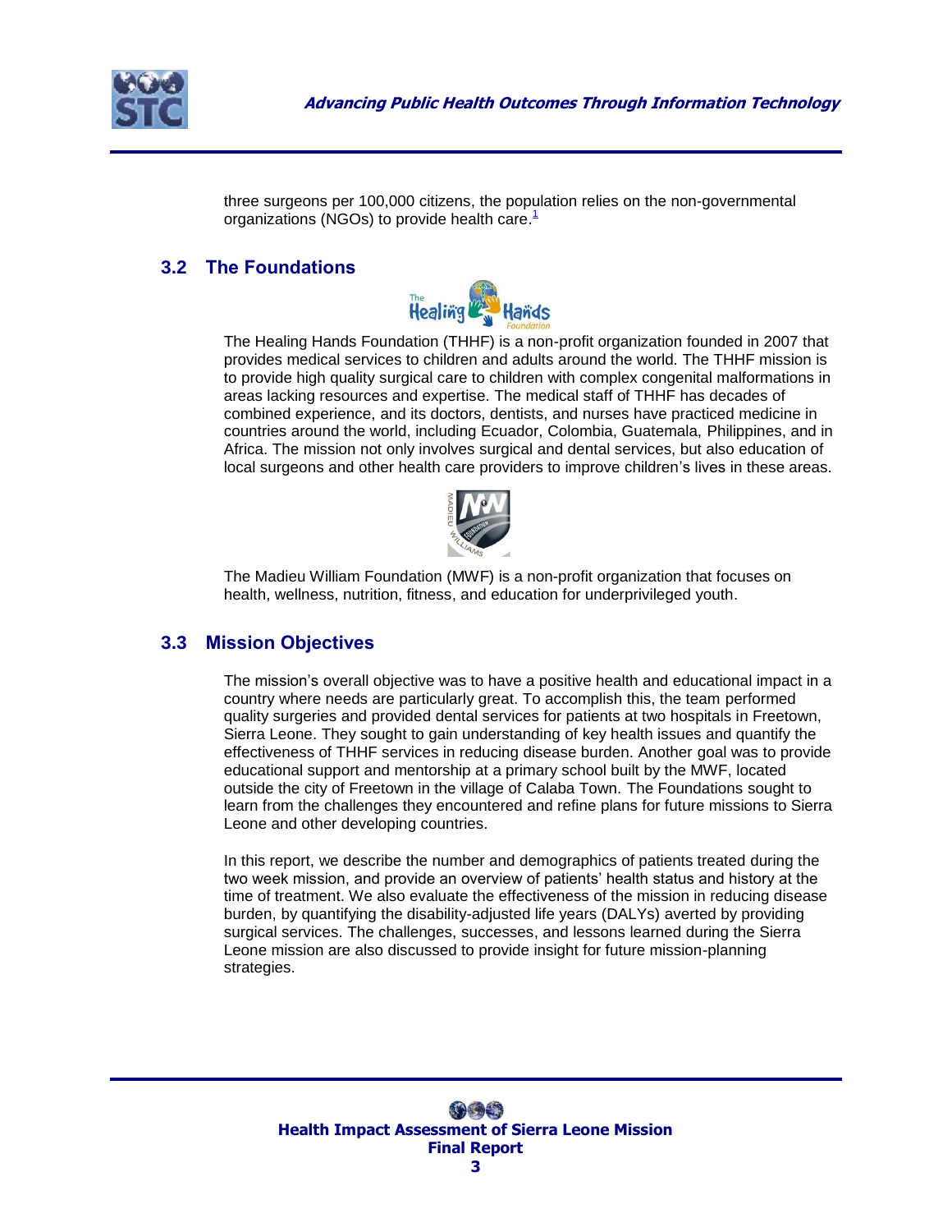three surgeons per 100,000 citizens, the population relies on the non-governmental organizations (NGOs) to provide health care.[1]

## 3.2 The Foundations

The Healing Hands Foundation (THHF) is a non-profit organization founded in 2007 that provides medical services to children and adults around the world. The THHF mission is to provide high quality surgical care to children with complex congenital malformations in areas lacking resources and expertise. The medical staff of THHF has decades of combined experience, and its doctors, dentists, and nurses have practiced medicine in countries around the world, including Ecuador, Colombia, Guatemala, Philippines, and in Africa. The mission not only involves surgical and dental services, but also education of local surgeons and other health care providers to improve children's lives in these areas.

The Madieu William Foundation (MWF) is a non-profit organization that focuses on health, wellness, nutrition, fitness, and education for underprivileged youth.

## 3.3 Mission Objectives

The mission's overall objective was to have a positive health and educational impact in a country where needs are particularly great. To accomplish this, the team performed quality surgeries and provided dental services for patients at two hospitals in Freetown, Sierra Leone. They sought to gain understanding of key health issues and quantify the effectiveness of THHF services in reducing disease burden. Another goal was to provide educational support and mentorship at a primary school built by the MWF, located outside the city of Freetown in the village of Calaba Town. The Foundations sought to learn from the challenges they encountered and refine plans for future missions to Sierra Leone and other developing countries.

In this report, we describe the number and demographics of patients treated during the two week mission, and provide an overview of patients' health status and history at the time of treatment. We also evaluate the effectiveness of the mission in reducing disease burden, by quantifying the disability-adjusted life years (DALYs) averted by providing surgical services. The challenges, successes, and lessons learned during the Sierra Leone mission are also discussed to provide insight for future mission-planning strategies.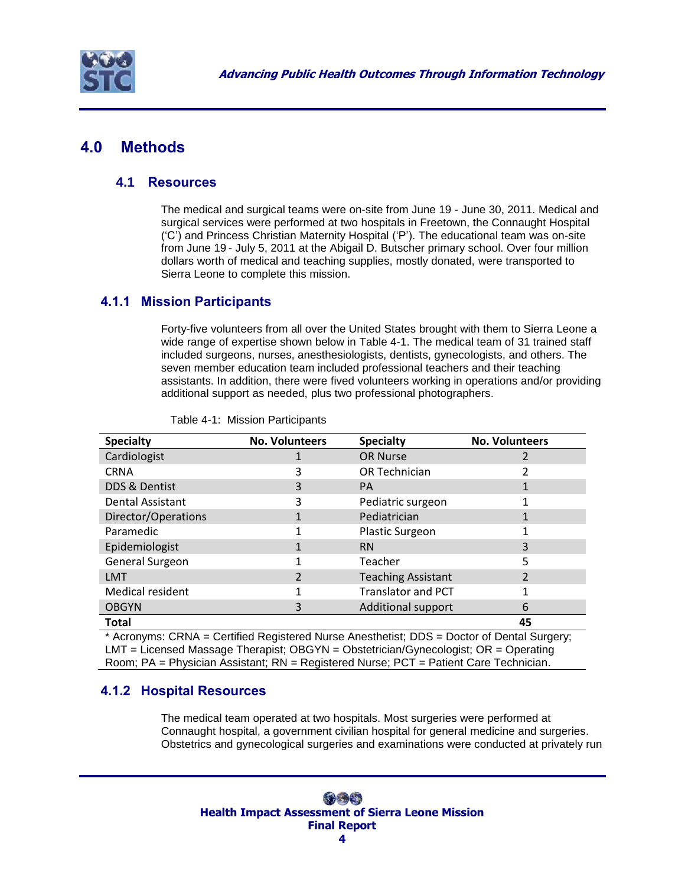# 4.0 Methods

## 4.1 Resources

The medical and surgical teams were on-site from June 19 - June 30, 2011. Medical and surgical services were performed at two hospitals in Freetown, the Connaught Hospital ('C') and Princess Christian Maternity Hospital ('P'). The educational team was on-site from June 19 - July 5, 2011 at the Abigail D. Butscher primary school. Over four million dollars worth of medical and teaching supplies, mostly donated, were transported to Sierra Leone to complete this mission.

### 4.1.1 Mission Participants

Forty-five volunteers from all over the United States brought with them to Sierra Leone a wide range of expertise shown below in Table 4-1. The medical team of 31 trained staff included surgeons, nurses, anesthesiologists, dentists, gynecologists, and others. The seven member education team included professional teachers and their teaching assistants. In addition, there were fived volunteers working in operations and/or providing additional support as needed, plus two professional photographers.

Table 4-1: Mission Participants

| Specialty | No. Volunteers | Specialty | No. Volunteers |
|---|---|---|---|
| Cardiologist | 1 | OR Nurse | 2 |
| CRNA | 3 | OR Technician | 2 |
| DDS & Dentist | 3 | PA | 1 |
| Dental Assistant | 3 | Pediatric surgeon | 1 |
| Director/Operations | 1 | Pediatrician | 1 |
| Paramedic | 1 | Plastic Surgeon | 1 |
| Epidemiologist | 1 | RN | 3 |
| General Surgeon | 1 | Teacher | 5 |
| LMT | 2 | Teaching Assistant | 2 |
| Medical resident | 1 | Translator and PCT | 1 |
| OBGYN | 3 | Additional support | 6 |
| **Total** | | | **45** |

\* Acronyms: CRNA = Certified Registered Nurse Anesthetist; DDS = Doctor of Dental Surgery; LMT = Licensed Massage Therapist; OBGYN = Obstetrician/Gynecologist; OR = Operating Room; PA = Physician Assistant; RN = Registered Nurse; PCT = Patient Care Technician.

### 4.1.2 Hospital Resources

The medical team operated at two hospitals. Most surgeries were performed at Connaught hospital, a government civilian hospital for general medicine and surgeries. Obstetrics and gynecological surgeries and examinations were conducted at privately run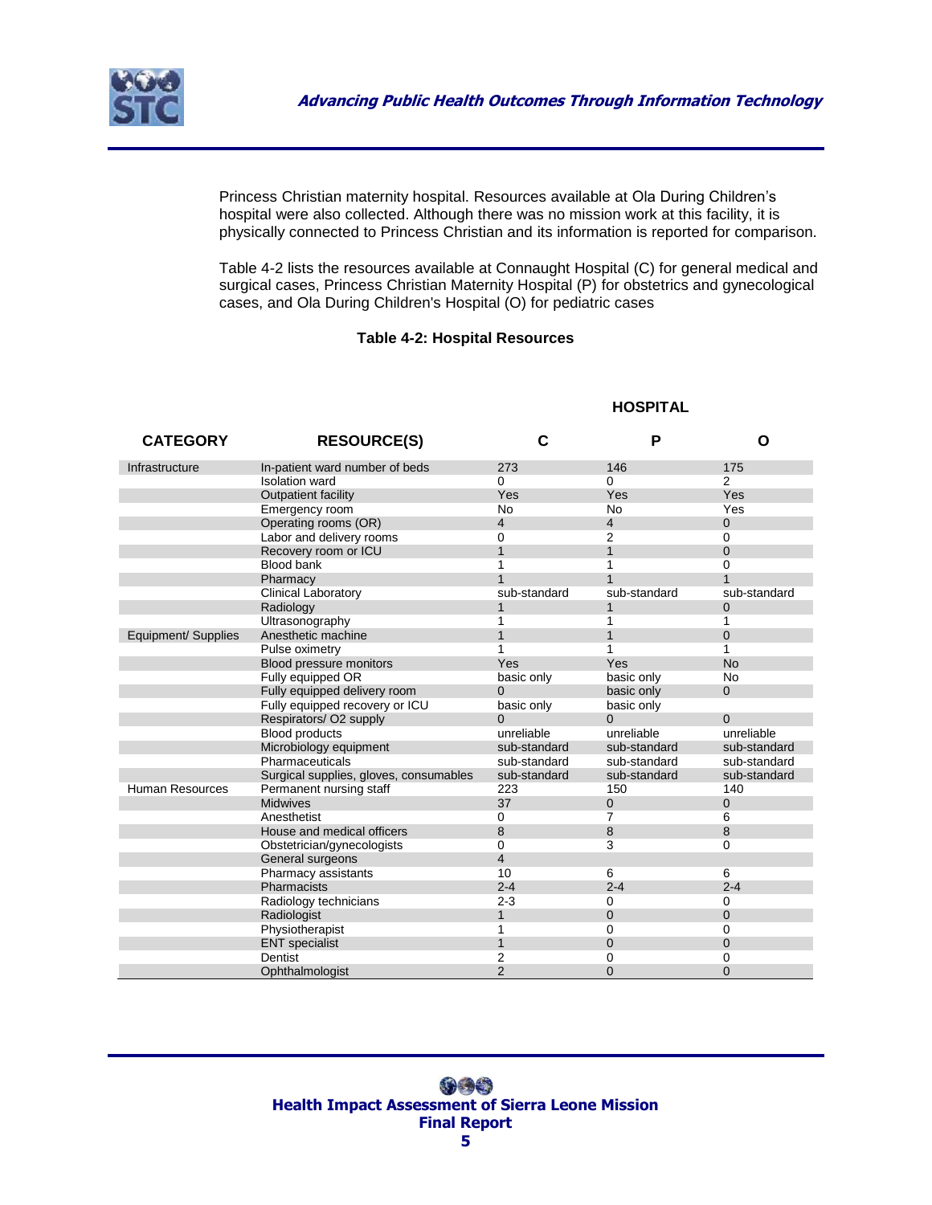Princess Christian maternity hospital. Resources available at Ola During Children's hospital were also collected. Although there was no mission work at this facility, it is physically connected to Princess Christian and its information is reported for comparison.

Table 4-2 lists the resources available at Connaught Hospital (C) for general medical and surgical cases, Princess Christian Maternity Hospital (P) for obstetrics and gynecological cases, and Ola During Children's Hospital (O) for pediatric cases

**Table 4-2: Hospital Resources**

| | | HOSPITAL | | |
|---|---|---|---|---|
| **CATEGORY** | **RESOURCE(S)** | **C** | **P** | **O** |
| Infrastructure | In-patient ward number of beds | 273 | 146 | 175 |
| | Isolation ward | 0 | 0 | 2 |
| | Outpatient facility | Yes | Yes | Yes |
| | Emergency room | No | No | Yes |
| | Operating rooms (OR) | 4 | 4 | 0 |
| | Labor and delivery rooms | 0 | 2 | 0 |
| | Recovery room or ICU | 1 | 1 | 0 |
| | Blood bank | 1 | 1 | 0 |
| | Pharmacy | 1 | 1 | 1 |
| | Clinical Laboratory | sub-standard | sub-standard | sub-standard |
| | Radiology | 1 | 1 | 0 |
| | Ultrasonography | 1 | 1 | 1 |
| Equipment/ Supplies | Anesthetic machine | 1 | 1 | 0 |
| | Pulse oximetry | 1 | 1 | 1 |
| | Blood pressure monitors | Yes | Yes | No |
| | Fully equipped OR | basic only | basic only | No |
| | Fully equipped delivery room | 0 | basic only | 0 |
| | Fully equipped recovery or ICU | basic only | basic only | |
| | Respirators/ O2 supply | 0 | 0 | 0 |
| | Blood products | unreliable | unreliable | unreliable |
| | Microbiology equipment | sub-standard | sub-standard | sub-standard |
| | Pharmaceuticals | sub-standard | sub-standard | sub-standard |
| | Surgical supplies, gloves, consumables | sub-standard | sub-standard | sub-standard |
| Human Resources | Permanent nursing staff | 223 | 150 | 140 |
| | Midwives | 37 | 0 | 0 |
| | Anesthetist | 0 | 7 | 6 |
| | House and medical officers | 8 | 8 | 8 |
| | Obstetrician/gynecologists | 0 | 3 | 0 |
| | General surgeons | 4 | | |
| | Pharmacy assistants | 10 | 6 | 6 |
| | Pharmacists | 2-4 | 2-4 | 2-4 |
| | Radiology technicians | 2-3 | 0 | 0 |
| | Radiologist | 1 | 0 | 0 |
| | Physiotherapist | 1 | 0 | 0 |
| | ENT specialist | 1 | 0 | 0 |
| | Dentist | 2 | 0 | 0 |
| | Ophthalmologist | 2 | 0 | 0 |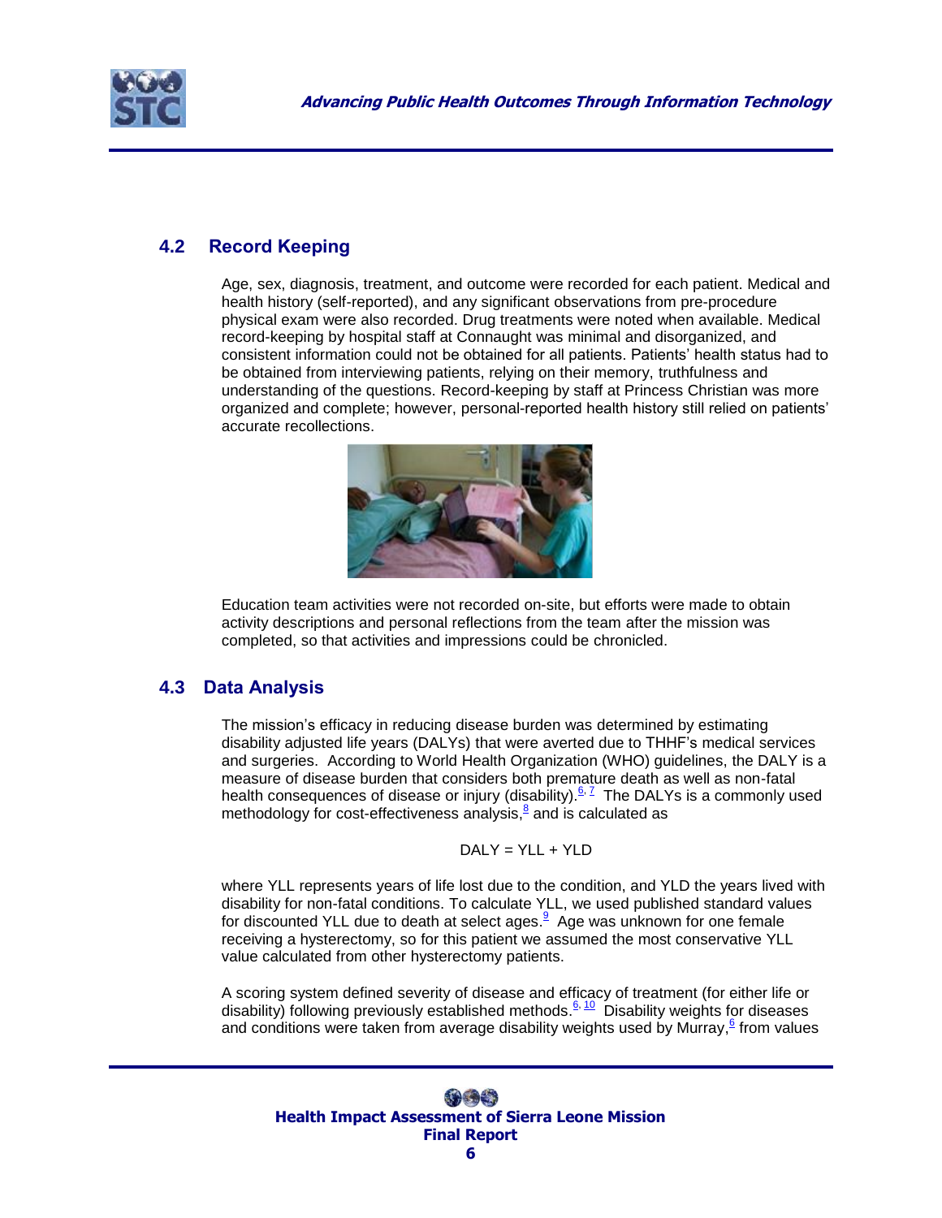## 4.2 Record Keeping

Age, sex, diagnosis, treatment, and outcome were recorded for each patient. Medical and health history (self-reported), and any significant observations from pre-procedure physical exam were also recorded. Drug treatments were noted when available. Medical record-keeping by hospital staff at Connaught was minimal and disorganized, and consistent information could not be obtained for all patients. Patients' health status had to be obtained from interviewing patients, relying on their memory, truthfulness and understanding of the questions. Record-keeping by staff at Princess Christian was more organized and complete; however, personal-reported health history still relied on patients' accurate recollections.

Education team activities were not recorded on-site, but efforts were made to obtain activity descriptions and personal reflections from the team after the mission was completed, so that activities and impressions could be chronicled.

## 4.3 Data Analysis

The mission's efficacy in reducing disease burden was determined by estimating disability adjusted life years (DALYs) that were averted due to THHF's medical services and surgeries. According to World Health Organization (WHO) guidelines, the DALY is a measure of disease burden that considers both premature death as well as non-fatal health consequences of disease or injury (disability).[6, 7] The DALYs is a commonly used methodology for cost-effectiveness analysis,[8] and is calculated as

$$DALY = YLL + YLD$$

where YLL represents years of life lost due to the condition, and YLD the years lived with disability for non-fatal conditions. To calculate YLL, we used published standard values for discounted YLL due to death at select ages.[9] Age was unknown for one female receiving a hysterectomy, so for this patient we assumed the most conservative YLL value calculated from other hysterectomy patients.

A scoring system defined severity of disease and efficacy of treatment (for either life or disability) following previously established methods.[6, 10] Disability weights for diseases and conditions were taken from average disability weights used by Murray,[6] from values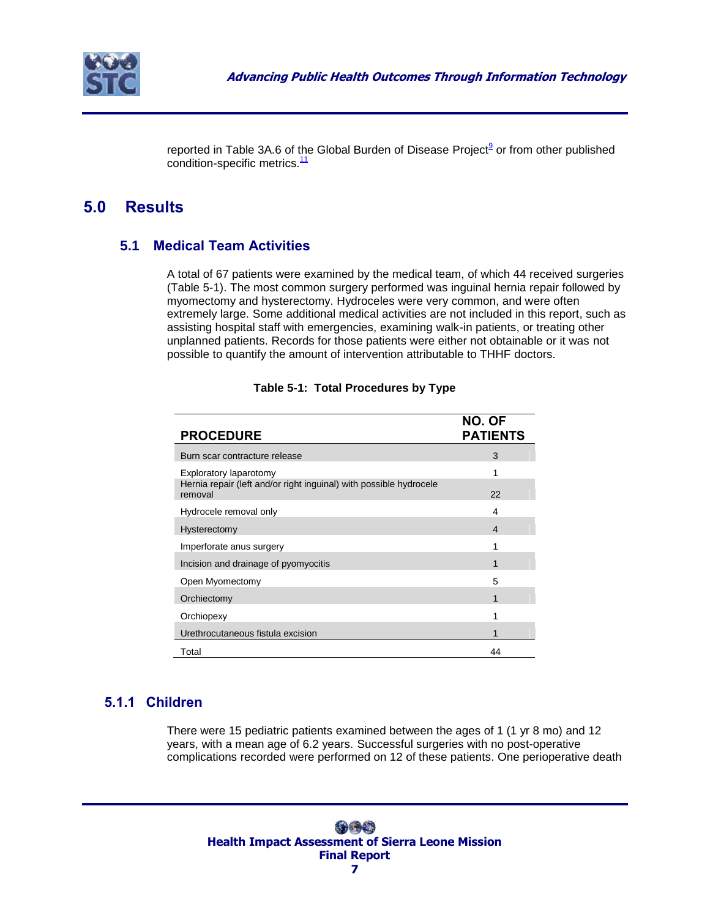reported in Table 3A.6 of the Global Burden of Disease Project[9] or from other published condition-specific metrics.[11]

# 5.0 Results

## 5.1 Medical Team Activities

A total of 67 patients were examined by the medical team, of which 44 received surgeries (Table 5-1). The most common surgery performed was inguinal hernia repair followed by myomectomy and hysterectomy. Hydroceles were very common, and were often extremely large. Some additional medical activities are not included in this report, such as assisting hospital staff with emergencies, examining walk-in patients, or treating other unplanned patients. Records for those patients were either not obtainable or it was not possible to quantify the amount of intervention attributable to THHF doctors.

**Table 5-1: Total Procedures by Type**

| PROCEDURE | NO. OF PATIENTS |
|---|---|
| Burn scar contracture release | 3 |
| Exploratory laparotomy | 1 |
| Hernia repair (left and/or right inguinal) with possible hydrocele removal | 22 |
| Hydrocele removal only | 4 |
| Hysterectomy | 4 |
| Imperforate anus surgery | 1 |
| Incision and drainage of pyomyocitis | 1 |
| Open Myomectomy | 5 |
| Orchiectomy | 1 |
| Orchiopexy | 1 |
| Urethrocutaneous fistula excision | 1 |
| Total | 44 |

### 5.1.1 Children

There were 15 pediatric patients examined between the ages of 1 (1 yr 8 mo) and 12 years, with a mean age of 6.2 years. Successful surgeries with no post-operative complications recorded were performed on 12 of these patients. One perioperative death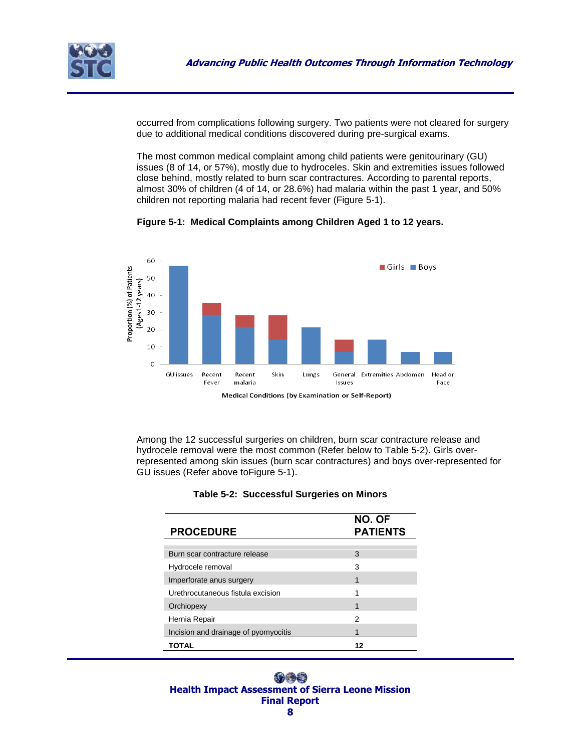occurred from complications following surgery. Two patients were not cleared for surgery due to additional medical conditions discovered during pre-surgical exams.

The most common medical complaint among child patients were genitourinary (GU) issues (8 of 14, or 57%), mostly due to hydroceles. Skin and extremities issues followed close behind, mostly related to burn scar contractures. According to parental reports, almost 30% of children (4 of 14, or 28.6%) had malaria within the past 1 year, and 50% children not reporting malaria had recent fever (Figure 5-1).

**Figure 5-1: Medical Complaints among Children Aged 1 to 12 years.**

Among the 12 successful surgeries on children, burn scar contracture release and hydrocele removal were the most common (Refer below to Table 5-2). Girls over-represented among skin issues (burn scar contractures) and boys over-represented for GU issues (Refer above toFigure 5-1).

**Table 5-2: Successful Surgeries on Minors**

| PROCEDURE | NO. OF PATIENTS |
|---|---|
| Burn scar contracture release | 3 |
| Hydrocele removal | 3 |
| Imperforate anus surgery | 1 |
| Urethrocutaneous fistula excision | 1 |
| Orchiopexy | 1 |
| Hernia Repair | 2 |
| Incision and drainage of pyomyocitis | 1 |
| **TOTAL** | **12** |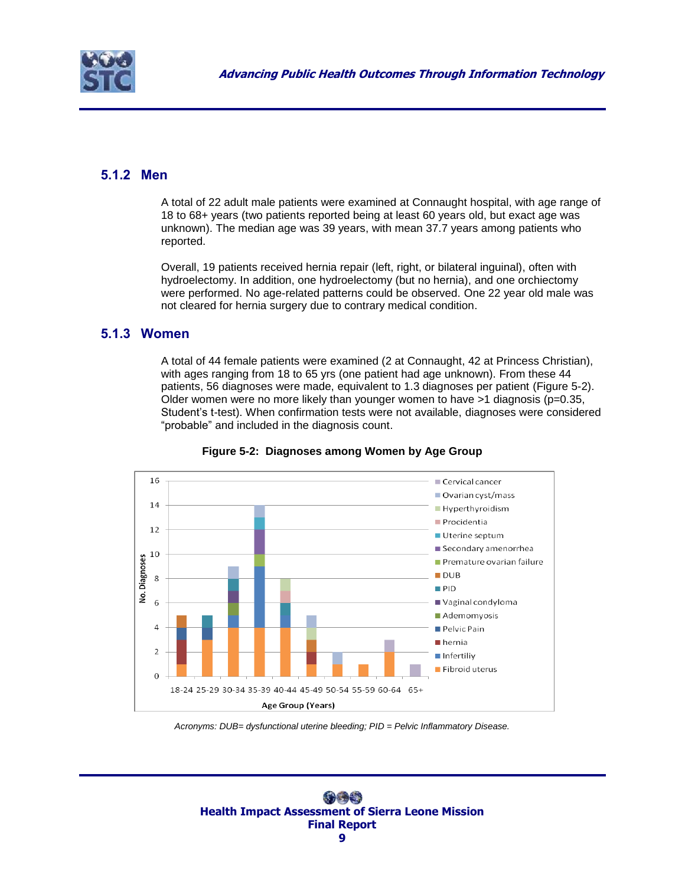### 5.1.2 Men

A total of 22 adult male patients were examined at Connaught hospital, with age range of 18 to 68+ years (two patients reported being at least 60 years old, but exact age was unknown). The median age was 39 years, with mean 37.7 years among patients who reported.

Overall, 19 patients received hernia repair (left, right, or bilateral inguinal), often with hydroelectomy. In addition, one hydroelectomy (but no hernia), and one orchiectomy were performed. No age-related patterns could be observed. One 22 year old male was not cleared for hernia surgery due to contrary medical condition.

### 5.1.3 Women

A total of 44 female patients were examined (2 at Connaught, 42 at Princess Christian), with ages ranging from 18 to 65 yrs (one patient had age unknown). From these 44 patients, 56 diagnoses were made, equivalent to 1.3 diagnoses per patient (Figure 5-2). Older women were no more likely than younger women to have >1 diagnosis (p=0.35, Student's t-test). When confirmation tests were not available, diagnoses were considered "probable" and included in the diagnosis count.

**Figure 5-2: Diagnoses among Women by Age Group**

*Acronyms: DUB= dysfunctional uterine bleeding; PID = Pelvic Inflammatory Disease.*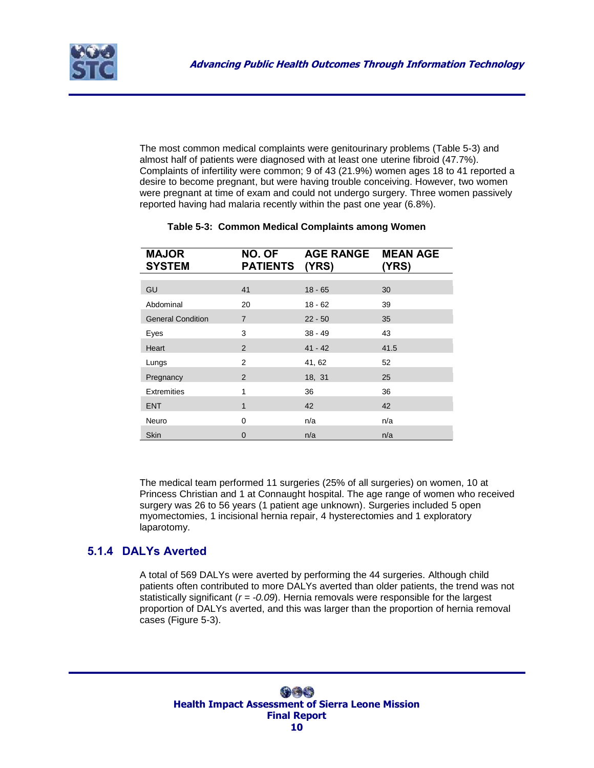The most common medical complaints were genitourinary problems (Table 5-3) and almost half of patients were diagnosed with at least one uterine fibroid (47.7%). Complaints of infertility were common; 9 of 43 (21.9%) women ages 18 to 41 reported a desire to become pregnant, but were having trouble conceiving. However, two women were pregnant at time of exam and could not undergo surgery. Three women passively reported having had malaria recently within the past one year (6.8%).

**Table 5-3: Common Medical Complaints among Women**

| MAJOR SYSTEM | NO. OF PATIENTS | AGE RANGE (YRS) | MEAN AGE (YRS) |
|---|---|---|---|
| GU | 41 | 18 - 65 | 30 |
| Abdominal | 20 | 18 - 62 | 39 |
| General Condition | 7 | 22 - 50 | 35 |
| Eyes | 3 | 38 - 49 | 43 |
| Heart | 2 | 41 - 42 | 41.5 |
| Lungs | 2 | 41, 62 | 52 |
| Pregnancy | 2 | 18, 31 | 25 |
| Extremities | 1 | 36 | 36 |
| ENT | 1 | 42 | 42 |
| Neuro | 0 | n/a | n/a |
| Skin | 0 | n/a | n/a |

The medical team performed 11 surgeries (25% of all surgeries) on women, 10 at Princess Christian and 1 at Connaught hospital. The age range of women who received surgery was 26 to 56 years (1 patient age unknown). Surgeries included 5 open myomectomies, 1 incisional hernia repair, 4 hysterectomies and 1 exploratory laparotomy.

## 5.1.4 DALYs Averted

A total of 569 DALYs were averted by performing the 44 surgeries. Although child patients often contributed to more DALYs averted than older patients, the trend was not statistically significant ($r = -0.09$). Hernia removals were responsible for the largest proportion of DALYs averted, and this was larger than the proportion of hernia removal cases (Figure 5-3).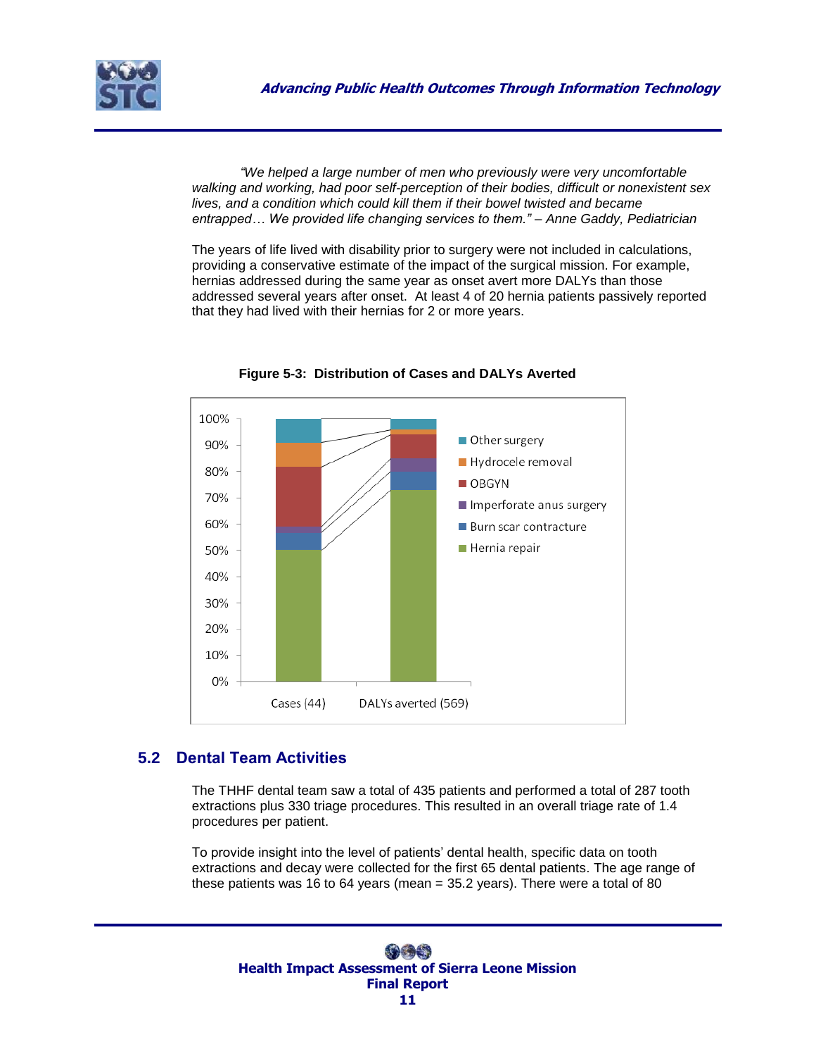*"We helped a large number of men who previously were very uncomfortable walking and working, had poor self-perception of their bodies, difficult or nonexistent sex lives, and a condition which could kill them if their bowel twisted and became entrapped… We provided life changing services to them." – Anne Gaddy, Pediatrician*

The years of life lived with disability prior to surgery were not included in calculations, providing a conservative estimate of the impact of the surgical mission. For example, hernias addressed during the same year as onset avert more DALYs than those addressed several years after onset. At least 4 of 20 hernia patients passively reported that they had lived with their hernias for 2 or more years.

**Figure 5-3: Distribution of Cases and DALYs Averted**

## 5.2 Dental Team Activities

The THHF dental team saw a total of 435 patients and performed a total of 287 tooth extractions plus 330 triage procedures. This resulted in an overall triage rate of 1.4 procedures per patient.

To provide insight into the level of patients' dental health, specific data on tooth extractions and decay were collected for the first 65 dental patients. The age range of these patients was 16 to 64 years (mean = 35.2 years). There were a total of 80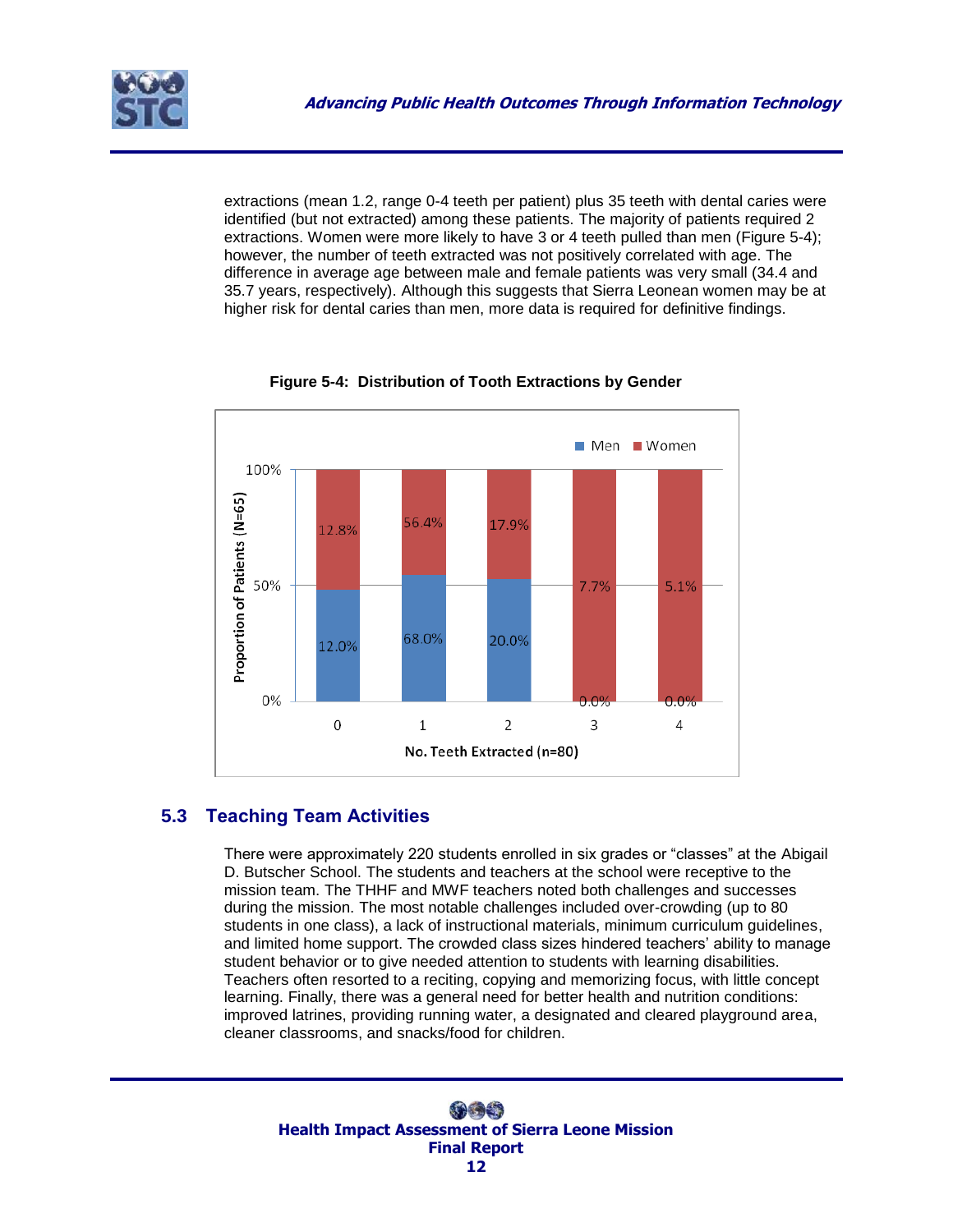extractions (mean 1.2, range 0-4 teeth per patient) plus 35 teeth with dental caries were identified (but not extracted) among these patients. The majority of patients required 2 extractions. Women were more likely to have 3 or 4 teeth pulled than men (Figure 5-4); however, the number of teeth extracted was not positively correlated with age. The difference in average age between male and female patients was very small (34.4 and 35.7 years, respectively). Although this suggests that Sierra Leonean women may be at higher risk for dental caries than men, more data is required for definitive findings.

**Figure 5-4: Distribution of Tooth Extractions by Gender**

| No. Teeth Extracted (n=80) | Men | Women |
|---|---|---|
| 0 | 12.0% | 12.8% |
| 1 | 68.0% | 56.4% |
| 2 | 20.0% | 17.9% |
| 3 | 0.0% | 7.7% |
| 4 | 0.0% | 5.1% |

Y-axis: Proportion of Patients (N=65)

## 5.3 Teaching Team Activities

There were approximately 220 students enrolled in six grades or "classes" at the Abigail D. Butscher School. The students and teachers at the school were receptive to the mission team. The THHF and MWF teachers noted both challenges and successes during the mission. The most notable challenges included over-crowding (up to 80 students in one class), a lack of instructional materials, minimum curriculum guidelines, and limited home support. The crowded class sizes hindered teachers' ability to manage student behavior or to give needed attention to students with learning disabilities. Teachers often resorted to a reciting, copying and memorizing focus, with little concept learning. Finally, there was a general need for better health and nutrition conditions: improved latrines, providing running water, a designated and cleared playground area, cleaner classrooms, and snacks/food for children.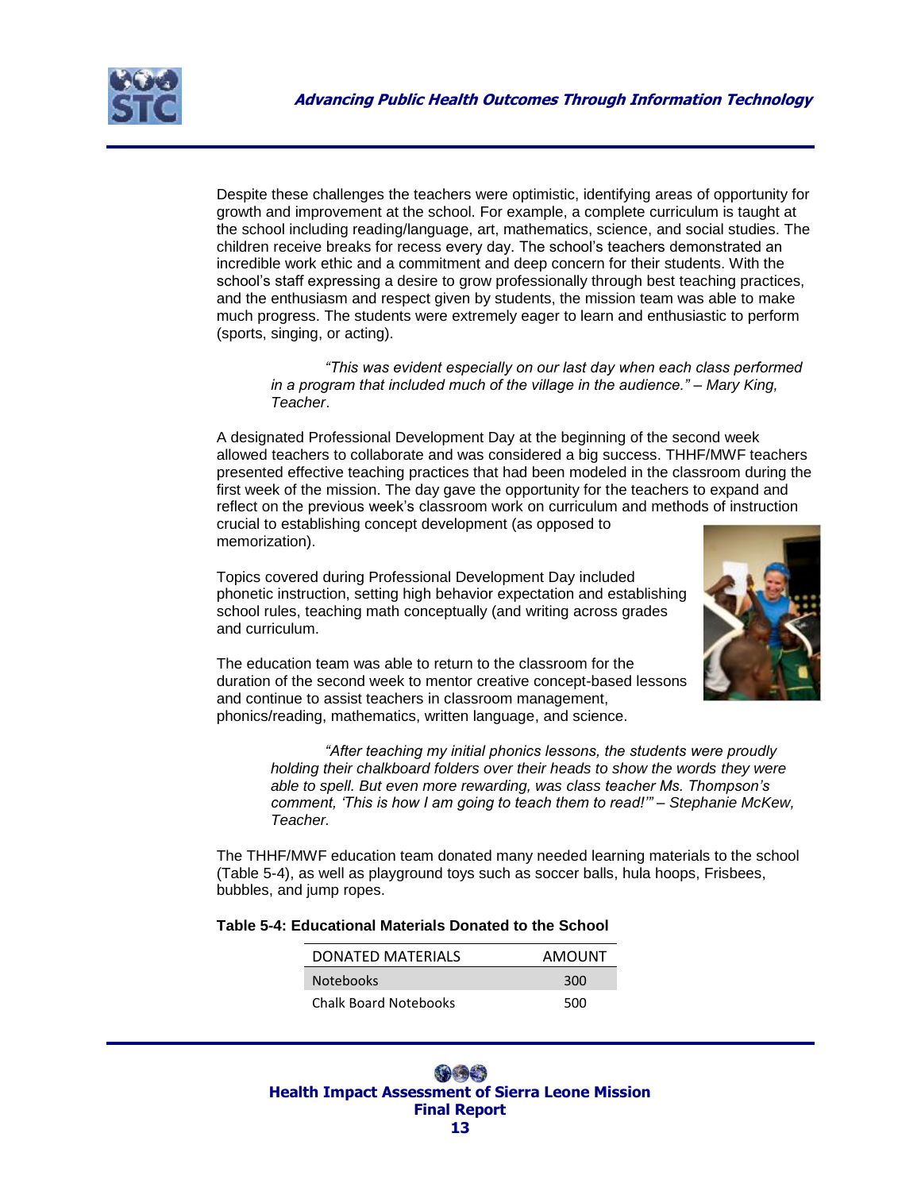Despite these challenges the teachers were optimistic, identifying areas of opportunity for growth and improvement at the school. For example, a complete curriculum is taught at the school including reading/language, art, mathematics, science, and social studies. The children receive breaks for recess every day. The school's teachers demonstrated an incredible work ethic and a commitment and deep concern for their students. With the school's staff expressing a desire to grow professionally through best teaching practices, and the enthusiasm and respect given by students, the mission team was able to make much progress. The students were extremely eager to learn and enthusiastic to perform (sports, singing, or acting).

> *"This was evident especially on our last day when each class performed in a program that included much of the village in the audience." – Mary King, Teacher*.

A designated Professional Development Day at the beginning of the second week allowed teachers to collaborate and was considered a big success. THHF/MWF teachers presented effective teaching practices that had been modeled in the classroom during the first week of the mission. The day gave the opportunity for the teachers to expand and reflect on the previous week's classroom work on curriculum and methods of instruction crucial to establishing concept development (as opposed to memorization).

Topics covered during Professional Development Day included phonetic instruction, setting high behavior expectation and establishing school rules, teaching math conceptually (and writing across grades and curriculum.

The education team was able to return to the classroom for the duration of the second week to mentor creative concept-based lessons and continue to assist teachers in classroom management, phonics/reading, mathematics, written language, and science.

> *"After teaching my initial phonics lessons, the students were proudly holding their chalkboard folders over their heads to show the words they were able to spell. But even more rewarding, was class teacher Ms. Thompson's comment, 'This is how I am going to teach them to read!'" – Stephanie McKew, Teacher.*

The THHF/MWF education team donated many needed learning materials to the school (Table 5-4), as well as playground toys such as soccer balls, hula hoops, Frisbees, bubbles, and jump ropes.

**Table 5-4: Educational Materials Donated to the School**

| DONATED MATERIALS | AMOUNT |
|---|---|
| Notebooks | 300 |
| Chalk Board Notebooks | 500 |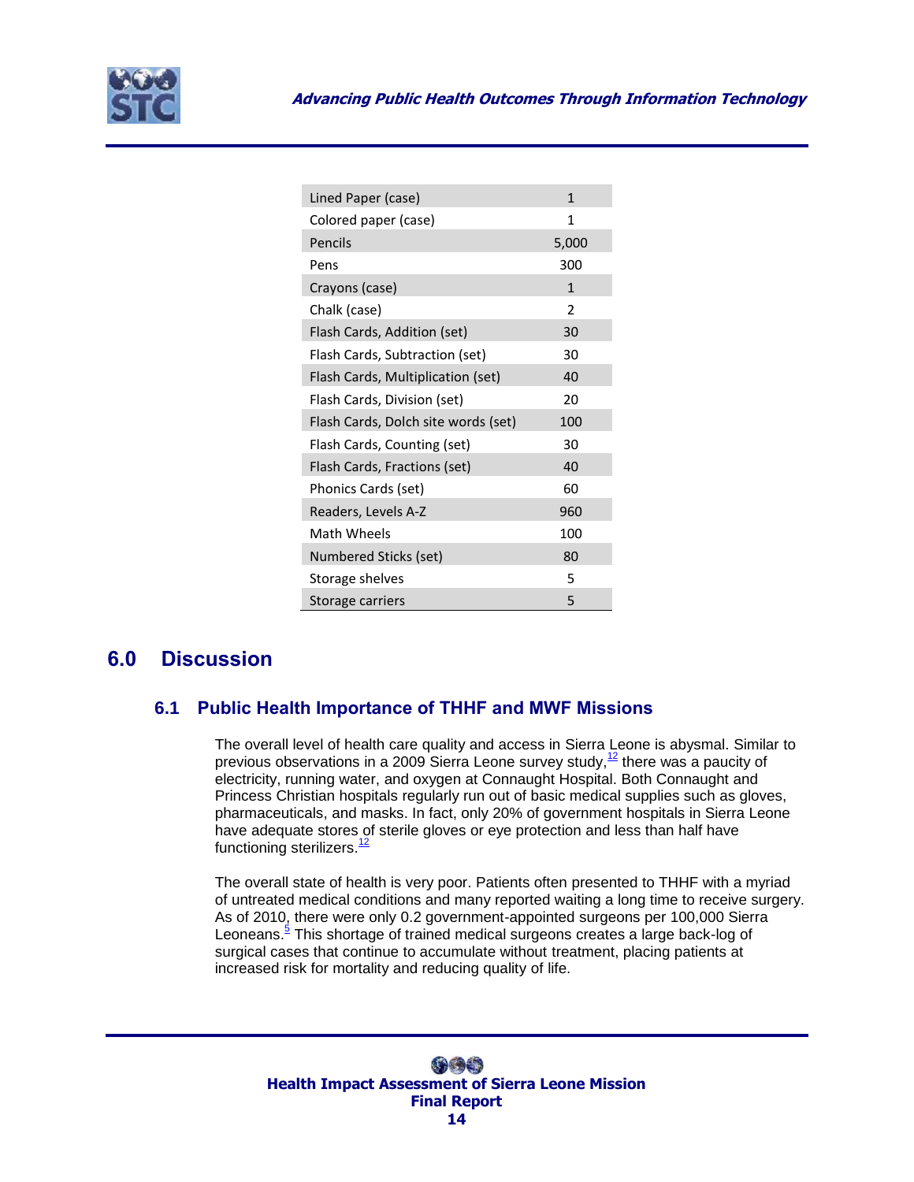| Item | Quantity |
|---|---|
| Lined Paper (case) | 1 |
| Colored paper (case) | 1 |
| Pencils | 5,000 |
| Pens | 300 |
| Crayons (case) | 1 |
| Chalk (case) | 2 |
| Flash Cards, Addition (set) | 30 |
| Flash Cards, Subtraction (set) | 30 |
| Flash Cards, Multiplication (set) | 40 |
| Flash Cards, Division (set) | 20 |
| Flash Cards, Dolch site words (set) | 100 |
| Flash Cards, Counting (set) | 30 |
| Flash Cards, Fractions (set) | 40 |
| Phonics Cards (set) | 60 |
| Readers, Levels A-Z | 960 |
| Math Wheels | 100 |
| Numbered Sticks (set) | 80 |
| Storage shelves | 5 |
| Storage carriers | 5 |

# 6.0 Discussion

## 6.1 Public Health Importance of THHF and MWF Missions

The overall level of health care quality and access in Sierra Leone is abysmal. Similar to previous observations in a 2009 Sierra Leone survey study,[12] there was a paucity of electricity, running water, and oxygen at Connaught Hospital. Both Connaught and Princess Christian hospitals regularly run out of basic medical supplies such as gloves, pharmaceuticals, and masks. In fact, only 20% of government hospitals in Sierra Leone have adequate stores of sterile gloves or eye protection and less than half have functioning sterilizers.[12]

The overall state of health is very poor. Patients often presented to THHF with a myriad of untreated medical conditions and many reported waiting a long time to receive surgery. As of 2010, there were only 0.2 government-appointed surgeons per 100,000 Sierra Leoneans.[5] This shortage of trained medical surgeons creates a large back-log of surgical cases that continue to accumulate without treatment, placing patients at increased risk for mortality and reducing quality of life.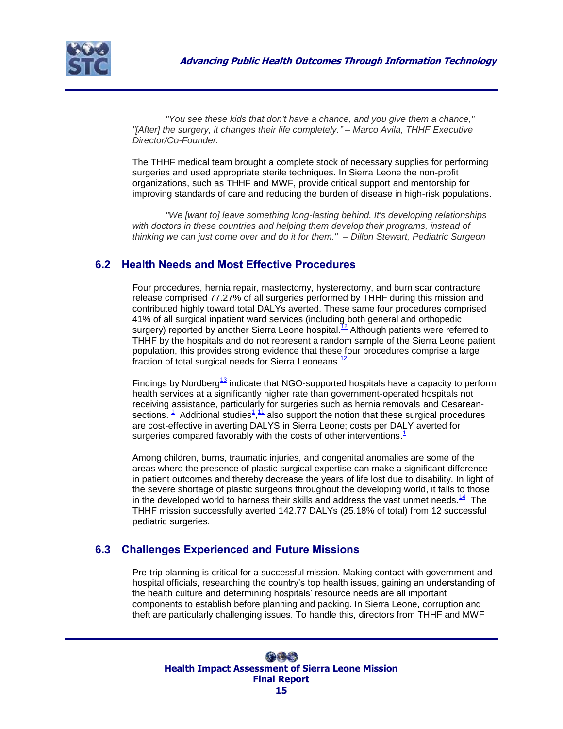*"You see these kids that don't have a chance, and you give them a chance," "[After] the surgery, it changes their life completely." – Marco Avila, THHF Executive Director/Co-Founder.*

The THHF medical team brought a complete stock of necessary supplies for performing surgeries and used appropriate sterile techniques. In Sierra Leone the non-profit organizations, such as THHF and MWF, provide critical support and mentorship for improving standards of care and reducing the burden of disease in high-risk populations.

*"We [want to] leave something long-lasting behind. It's developing relationships with doctors in these countries and helping them develop their programs, instead of thinking we can just come over and do it for them." – Dillon Stewart, Pediatric Surgeon*

## 6.2 Health Needs and Most Effective Procedures

Four procedures, hernia repair, mastectomy, hysterectomy, and burn scar contracture release comprised 77.27% of all surgeries performed by THHF during this mission and contributed highly toward total DALYs averted. These same four procedures comprised 41% of all surgical inpatient ward services (including both general and orthopedic surgery) reported by another Sierra Leone hospital.[12] Although patients were referred to THHF by the hospitals and do not represent a random sample of the Sierra Leone patient population, this provides strong evidence that these four procedures comprise a large fraction of total surgical needs for Sierra Leoneans.[12]

Findings by Nordberg[13] indicate that NGO-supported hospitals have a capacity to perform health services at a significantly higher rate than government-operated hospitals not receiving assistance, particularly for surgeries such as hernia removals and Cesarean-sections. [1] Additional studies[1],[11] also support the notion that these surgical procedures are cost-effective in averting DALYS in Sierra Leone; costs per DALY averted for surgeries compared favorably with the costs of other interventions.[1]

Among children, burns, traumatic injuries, and congenital anomalies are some of the areas where the presence of plastic surgical expertise can make a significant difference in patient outcomes and thereby decrease the years of life lost due to disability. In light of the severe shortage of plastic surgeons throughout the developing world, it falls to those in the developed world to harness their skills and address the vast unmet needs.[14] The THHF mission successfully averted 142.77 DALYs (25.18% of total) from 12 successful pediatric surgeries.

## 6.3 Challenges Experienced and Future Missions

Pre-trip planning is critical for a successful mission. Making contact with government and hospital officials, researching the country's top health issues, gaining an understanding of the health culture and determining hospitals' resource needs are all important components to establish before planning and packing. In Sierra Leone, corruption and theft are particularly challenging issues. To handle this, directors from THHF and MWF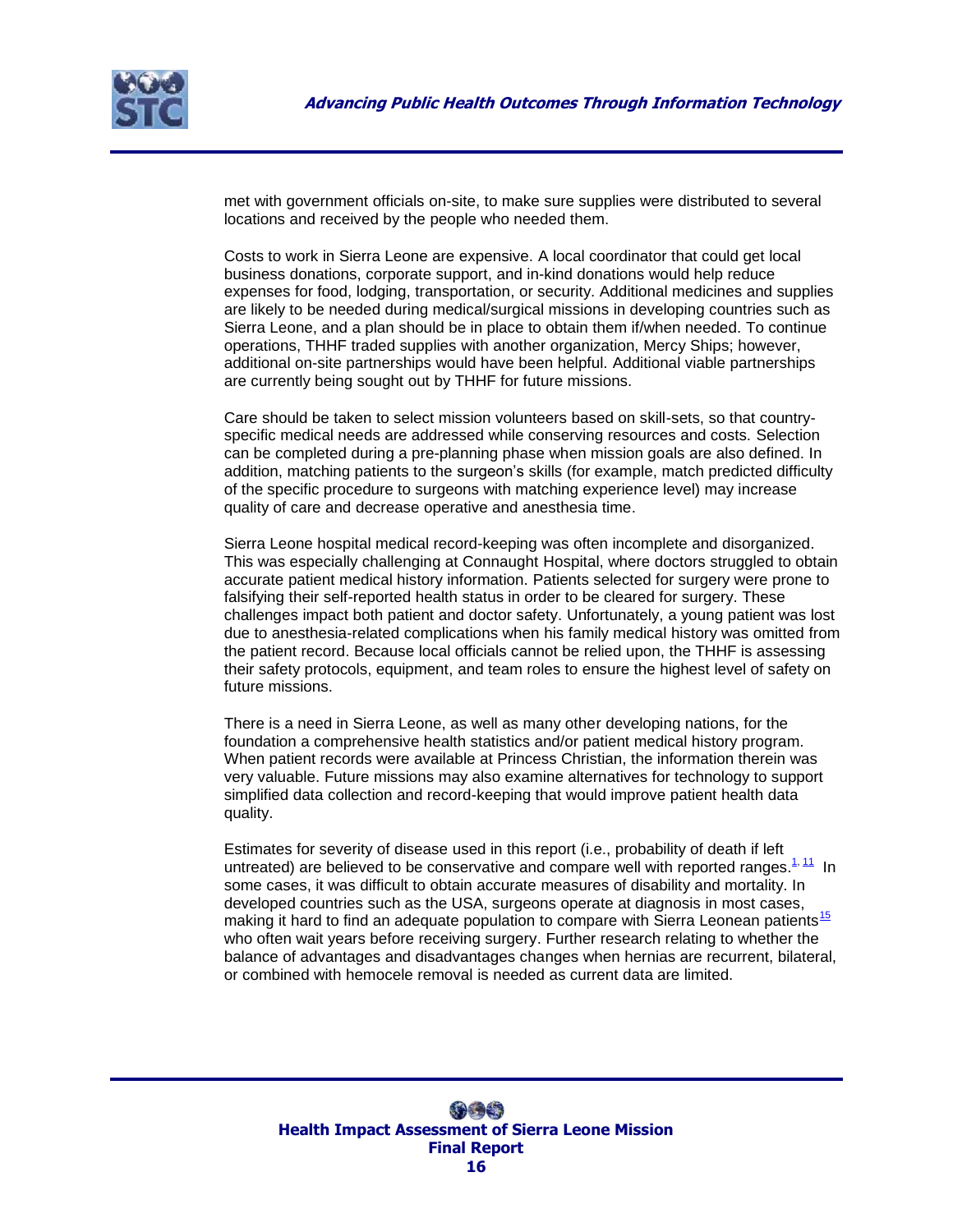met with government officials on-site, to make sure supplies were distributed to several locations and received by the people who needed them.

Costs to work in Sierra Leone are expensive. A local coordinator that could get local business donations, corporate support, and in-kind donations would help reduce expenses for food, lodging, transportation, or security. Additional medicines and supplies are likely to be needed during medical/surgical missions in developing countries such as Sierra Leone, and a plan should be in place to obtain them if/when needed. To continue operations, THHF traded supplies with another organization, Mercy Ships; however, additional on-site partnerships would have been helpful. Additional viable partnerships are currently being sought out by THHF for future missions.

Care should be taken to select mission volunteers based on skill-sets, so that country-specific medical needs are addressed while conserving resources and costs. Selection can be completed during a pre-planning phase when mission goals are also defined. In addition, matching patients to the surgeon's skills (for example, match predicted difficulty of the specific procedure to surgeons with matching experience level) may increase quality of care and decrease operative and anesthesia time.

Sierra Leone hospital medical record-keeping was often incomplete and disorganized. This was especially challenging at Connaught Hospital, where doctors struggled to obtain accurate patient medical history information. Patients selected for surgery were prone to falsifying their self-reported health status in order to be cleared for surgery. These challenges impact both patient and doctor safety. Unfortunately, a young patient was lost due to anesthesia-related complications when his family medical history was omitted from the patient record. Because local officials cannot be relied upon, the THHF is assessing their safety protocols, equipment, and team roles to ensure the highest level of safety on future missions.

There is a need in Sierra Leone, as well as many other developing nations, for the foundation a comprehensive health statistics and/or patient medical history program. When patient records were available at Princess Christian, the information therein was very valuable. Future missions may also examine alternatives for technology to support simplified data collection and record-keeping that would improve patient health data quality.

Estimates for severity of disease used in this report (i.e., probability of death if left untreated) are believed to be conservative and compare well with reported ranges.[1, 11] In some cases, it was difficult to obtain accurate measures of disability and mortality. In developed countries such as the USA, surgeons operate at diagnosis in most cases, making it hard to find an adequate population to compare with Sierra Leonean patients[15] who often wait years before receiving surgery. Further research relating to whether the balance of advantages and disadvantages changes when hernias are recurrent, bilateral, or combined with hemocele removal is needed as current data are limited.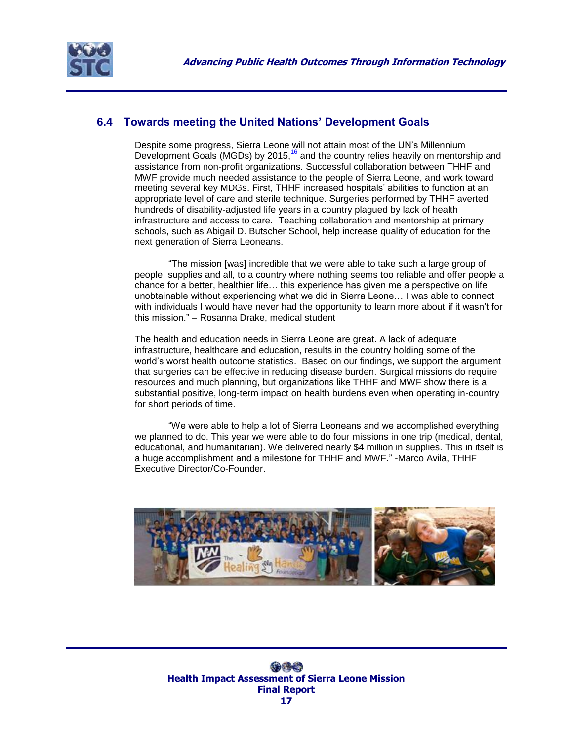## 6.4 Towards meeting the United Nations' Development Goals

Despite some progress, Sierra Leone will not attain most of the UN's Millennium Development Goals (MGDs) by 2015,[16] and the country relies heavily on mentorship and assistance from non-profit organizations. Successful collaboration between THHF and MWF provide much needed assistance to the people of Sierra Leone, and work toward meeting several key MDGs. First, THHF increased hospitals' abilities to function at an appropriate level of care and sterile technique. Surgeries performed by THHF averted hundreds of disability-adjusted life years in a country plagued by lack of health infrastructure and access to care. Teaching collaboration and mentorship at primary schools, such as Abigail D. Butscher School, help increase quality of education for the next generation of Sierra Leoneans.

"The mission [was] incredible that we were able to take such a large group of people, supplies and all, to a country where nothing seems too reliable and offer people a chance for a better, healthier life… this experience has given me a perspective on life unobtainable without experiencing what we did in Sierra Leone… I was able to connect with individuals I would have never had the opportunity to learn more about if it wasn't for this mission." – Rosanna Drake, medical student

The health and education needs in Sierra Leone are great. A lack of adequate infrastructure, healthcare and education, results in the country holding some of the world's worst health outcome statistics. Based on our findings, we support the argument that surgeries can be effective in reducing disease burden. Surgical missions do require resources and much planning, but organizations like THHF and MWF show there is a substantial positive, long-term impact on health burdens even when operating in-country for short periods of time.

"We were able to help a lot of Sierra Leoneans and we accomplished everything we planned to do. This year we were able to do four missions in one trip (medical, dental, educational, and humanitarian). We delivered nearly $4 million in supplies. This in itself is a huge accomplishment and a milestone for THHF and MWF." -Marco Avila, THHF Executive Director/Co-Founder.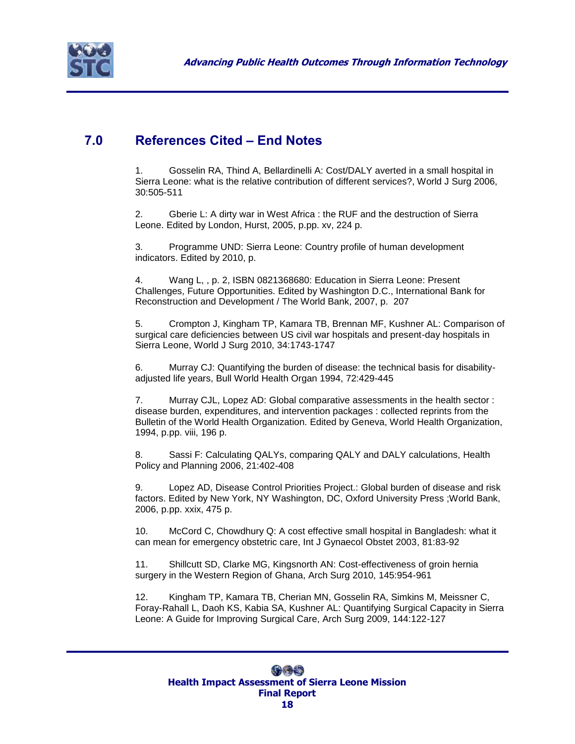## 7.0 References Cited – End Notes

1. Gosselin RA, Thind A, Bellardinelli A: Cost/DALY averted in a small hospital in Sierra Leone: what is the relative contribution of different services?, World J Surg 2006, 30:505-511

2. Gberie L: A dirty war in West Africa : the RUF and the destruction of Sierra Leone. Edited by London, Hurst, 2005, p.pp. xv, 224 p.

3. Programme UND: Sierra Leone: Country profile of human development indicators. Edited by 2010, p.

4. Wang L, , p. 2, ISBN 0821368680: Education in Sierra Leone: Present Challenges, Future Opportunities. Edited by Washington D.C., International Bank for Reconstruction and Development / The World Bank, 2007, p. 207

5. Crompton J, Kingham TP, Kamara TB, Brennan MF, Kushner AL: Comparison of surgical care deficiencies between US civil war hospitals and present-day hospitals in Sierra Leone, World J Surg 2010, 34:1743-1747

6. Murray CJ: Quantifying the burden of disease: the technical basis for disability-adjusted life years, Bull World Health Organ 1994, 72:429-445

7. Murray CJL, Lopez AD: Global comparative assessments in the health sector : disease burden, expenditures, and intervention packages : collected reprints from the Bulletin of the World Health Organization. Edited by Geneva, World Health Organization, 1994, p.pp. viii, 196 p.

8. Sassi F: Calculating QALYs, comparing QALY and DALY calculations, Health Policy and Planning 2006, 21:402-408

9. Lopez AD, Disease Control Priorities Project.: Global burden of disease and risk factors. Edited by New York, NY Washington, DC, Oxford University Press ;World Bank, 2006, p.pp. xxix, 475 p.

10. McCord C, Chowdhury Q: A cost effective small hospital in Bangladesh: what it can mean for emergency obstetric care, Int J Gynaecol Obstet 2003, 81:83-92

11. Shillcutt SD, Clarke MG, Kingsnorth AN: Cost-effectiveness of groin hernia surgery in the Western Region of Ghana, Arch Surg 2010, 145:954-961

12. Kingham TP, Kamara TB, Cherian MN, Gosselin RA, Simkins M, Meissner C, Foray-Rahall L, Daoh KS, Kabia SA, Kushner AL: Quantifying Surgical Capacity in Sierra Leone: A Guide for Improving Surgical Care, Arch Surg 2009, 144:122-127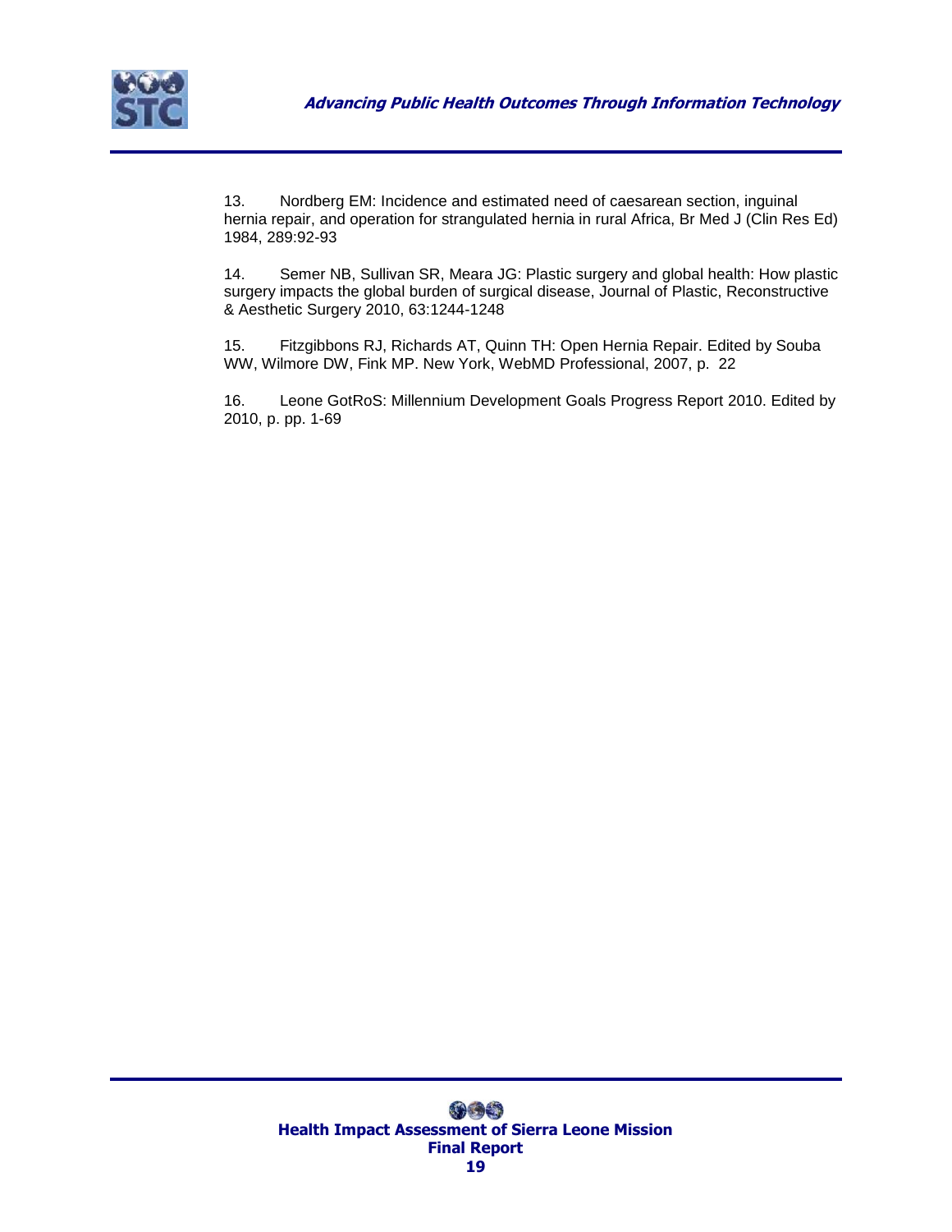13. Nordberg EM: Incidence and estimated need of caesarean section, inguinal hernia repair, and operation for strangulated hernia in rural Africa, Br Med J (Clin Res Ed) 1984, 289:92-93

14. Semer NB, Sullivan SR, Meara JG: Plastic surgery and global health: How plastic surgery impacts the global burden of surgical disease, Journal of Plastic, Reconstructive & Aesthetic Surgery 2010, 63:1244-1248

15. Fitzgibbons RJ, Richards AT, Quinn TH: Open Hernia Repair. Edited by Souba WW, Wilmore DW, Fink MP. New York, WebMD Professional, 2007, p. 22

16. Leone GotRoS: Millennium Development Goals Progress Report 2010. Edited by 2010, p. pp. 1-69